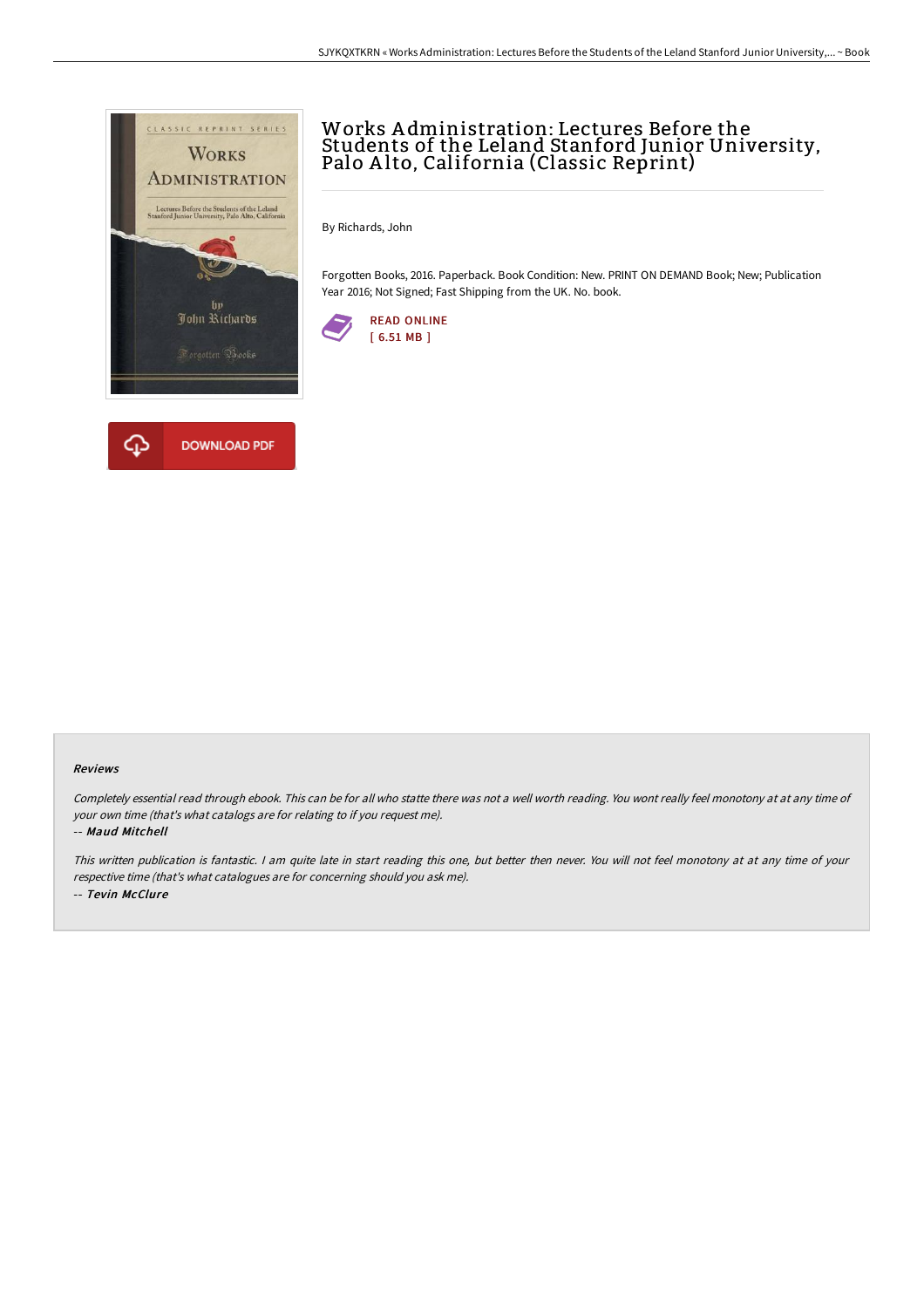# Works Administration: Lectures Before the Students of the Leland Stanford Junior University, Palo Alto, California (Classic Reprint)

By Richards, John

Forgotten Books, 2016. Paperback. Book Condition: New. PRINT ON DEMAND Book; New; Publication Year 2016; Not Signed; Fast Shipping from the UK. No. book.

READ ONLINE
[ 6.51 MB ]

DOWNLOAD PDF

### Reviews

*Completely essential read through ebook. This can be for all who statte there was not a well worth reading. You wont really feel monotony at at any time of your own time (that's what catalogs are for relating to if you request me).*

*-- **Maud Mitchell***

*This written publication is fantastic. I am quite late in start reading this one, but better then never. You will not feel monotony at at any time of your respective time (that's what catalogues are for concerning should you ask me).*

*-- **Tevin McClure***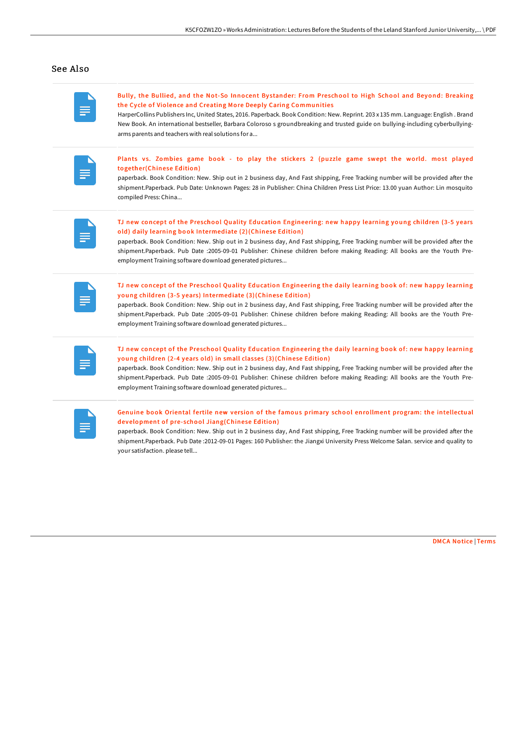## See Also

**Bully, the Bullied, and the Not-So Innocent Bystander: From Preschool to High School and Beyond: Breaking the Cycle of Violence and Creating More Deeply Caring Communities**

HarperCollins Publishers Inc, United States, 2016. Paperback. Book Condition: New. Reprint. 203 x 135 mm. Language: English . Brand New Book. An international bestseller, Barbara Coloroso s groundbreaking and trusted guide on bullying-including cyberbullying-arms parents and teachers with real solutions for a...

**Plants vs. Zombies game book - to play the stickers 2 (puzzle game swept the world. most played together(Chinese Edition)**

paperback. Book Condition: New. Ship out in 2 business day, And Fast shipping, Free Tracking number will be provided after the shipment.Paperback. Pub Date: Unknown Pages: 28 in Publisher: China Children Press List Price: 13.00 yuan Author: Lin mosquito compiled Press: China...

**TJ new concept of the Preschool Quality Education Engineering: new happy learning young children (3-5 years old) daily learning book Intermediate (2)(Chinese Edition)**

paperback. Book Condition: New. Ship out in 2 business day, And Fast shipping, Free Tracking number will be provided after the shipment.Paperback. Pub Date :2005-09-01 Publisher: Chinese children before making Reading: All books are the Youth Pre-employment Training software download generated pictures...

**TJ new concept of the Preschool Quality Education Engineering the daily learning book of: new happy learning young children (3-5 years) Intermediate (3)(Chinese Edition)**

paperback. Book Condition: New. Ship out in 2 business day, And Fast shipping, Free Tracking number will be provided after the shipment.Paperback. Pub Date :2005-09-01 Publisher: Chinese children before making Reading: All books are the Youth Pre-employment Training software download generated pictures...

**TJ new concept of the Preschool Quality Education Engineering the daily learning book of: new happy learning young children (2-4 years old) in small classes (3)(Chinese Edition)**

paperback. Book Condition: New. Ship out in 2 business day, And Fast shipping, Free Tracking number will be provided after the shipment.Paperback. Pub Date :2005-09-01 Publisher: Chinese children before making Reading: All books are the Youth Pre-employment Training software download generated pictures...

**Genuine book Oriental fertile new version of the famous primary school enrollment program: the intellectual development of pre-school Jiang(Chinese Edition)**

paperback. Book Condition: New. Ship out in 2 business day, And Fast shipping, Free Tracking number will be provided after the shipment.Paperback. Pub Date :2012-09-01 Pages: 160 Publisher: the Jiangxi University Press Welcome Salan. service and quality to your satisfaction. please tell...